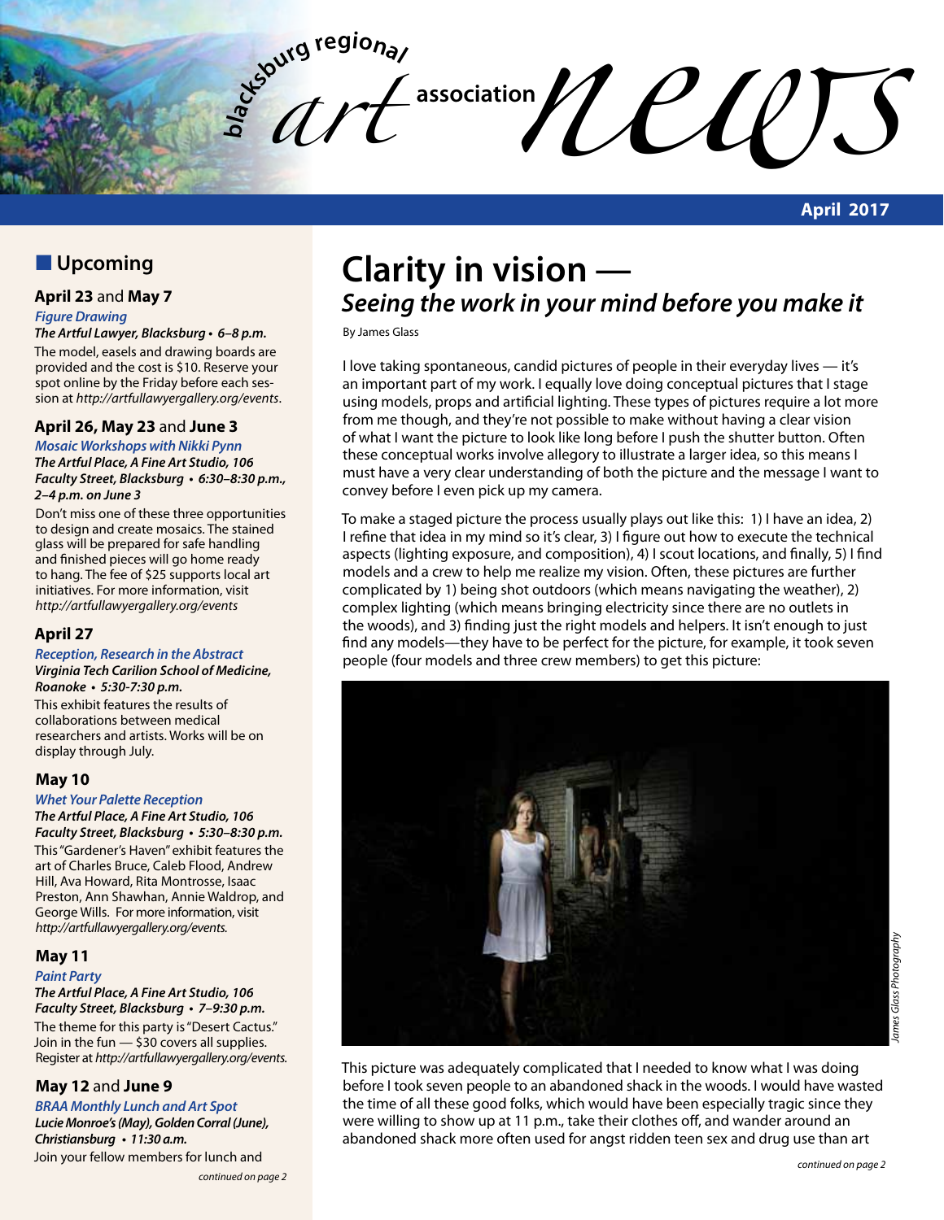# blacksburg regional art association news

**April 2017**

## Upcoming

### April 23 and May 7

***Figure Drawing***

***The Artful Lawyer, Blacksburg • 6–8 p.m.***

The model, easels and drawing boards are provided and the cost is $10. Reserve your spot online by the Friday before each session at *http://artfullawyergallery.org/events*.

### April 26, May 23 and June 3

***Mosaic Workshops with Nikki Pynn***

***The Artful Place, A Fine Art Studio, 106 Faculty Street, Blacksburg • 6:30–8:30 p.m., 2–4 p.m. on June 3***

Don't miss one of these three opportunities to design and create mosaics. The stained glass will be prepared for safe handling and finished pieces will go home ready to hang. The fee of $25 supports local art initiatives. For more information, visit *http://artfullawyergallery.org/events*

### April 27

***Reception, Research in the Abstract***

***Virginia Tech Carilion School of Medicine, Roanoke • 5:30-7:30 p.m.***

This exhibit features the results of collaborations between medical researchers and artists. Works will be on display through July.

### May 10

***Whet Your Palette Reception***

***The Artful Place, A Fine Art Studio, 106 Faculty Street, Blacksburg • 5:30–8:30 p.m.***

This "Gardener's Haven" exhibit features the art of Charles Bruce, Caleb Flood, Andrew Hill, Ava Howard, Rita Montrosse, Isaac Preston, Ann Shawhan, Annie Waldrop, and George Wills. For more information, visit *http://artfullawyergallery.org/events.*

### May 11

***Paint Party***

***The Artful Place, A Fine Art Studio, 106 Faculty Street, Blacksburg • 7–9:30 p.m.***

The theme for this party is "Desert Cactus." Join in the fun — $30 covers all supplies. Register at *http://artfullawyergallery.org/events.*

### May 12 and June 9

***BRAA Monthly Lunch and Art Spot***

***Lucie Monroe's (May), Golden Corral (June), Christiansburg • 11:30 a.m.***

Join your fellow members for lunch and

*continued on page 2*

# Clarity in vision — *Seeing the work in your mind before you make it*

By James Glass

I love taking spontaneous, candid pictures of people in their everyday lives — it's an important part of my work. I equally love doing conceptual pictures that I stage using models, props and artificial lighting. These types of pictures require a lot more from me though, and they're not possible to make without having a clear vision of what I want the picture to look like before I push the shutter button. Often these conceptual works involve allegory to illustrate a larger idea, so this means I must have a very clear understanding of both the picture and the message I want to convey before I even pick up my camera.

To make a staged picture the process usually plays out like this: 1) I have an idea, 2) I refine that idea in my mind so it's clear, 3) I figure out how to execute the technical aspects (lighting exposure, and composition), 4) I scout locations, and finally, 5) I find models and a crew to help me realize my vision. Often, these pictures are further complicated by 1) being shot outdoors (which means navigating the weather), 2) complex lighting (which means bringing electricity since there are no outlets in the woods), and 3) finding just the right models and helpers. It isn't enough to just find any models—they have to be perfect for the picture, for example, it took seven people (four models and three crew members) to get this picture:

*James Glass Photography*

This picture was adequately complicated that I needed to know what I was doing before I took seven people to an abandoned shack in the woods. I would have wasted the time of all these good folks, which would have been especially tragic since they were willing to show up at 11 p.m., take their clothes off, and wander around an abandoned shack more often used for angst ridden teen sex and drug use than art

*continued on page 2*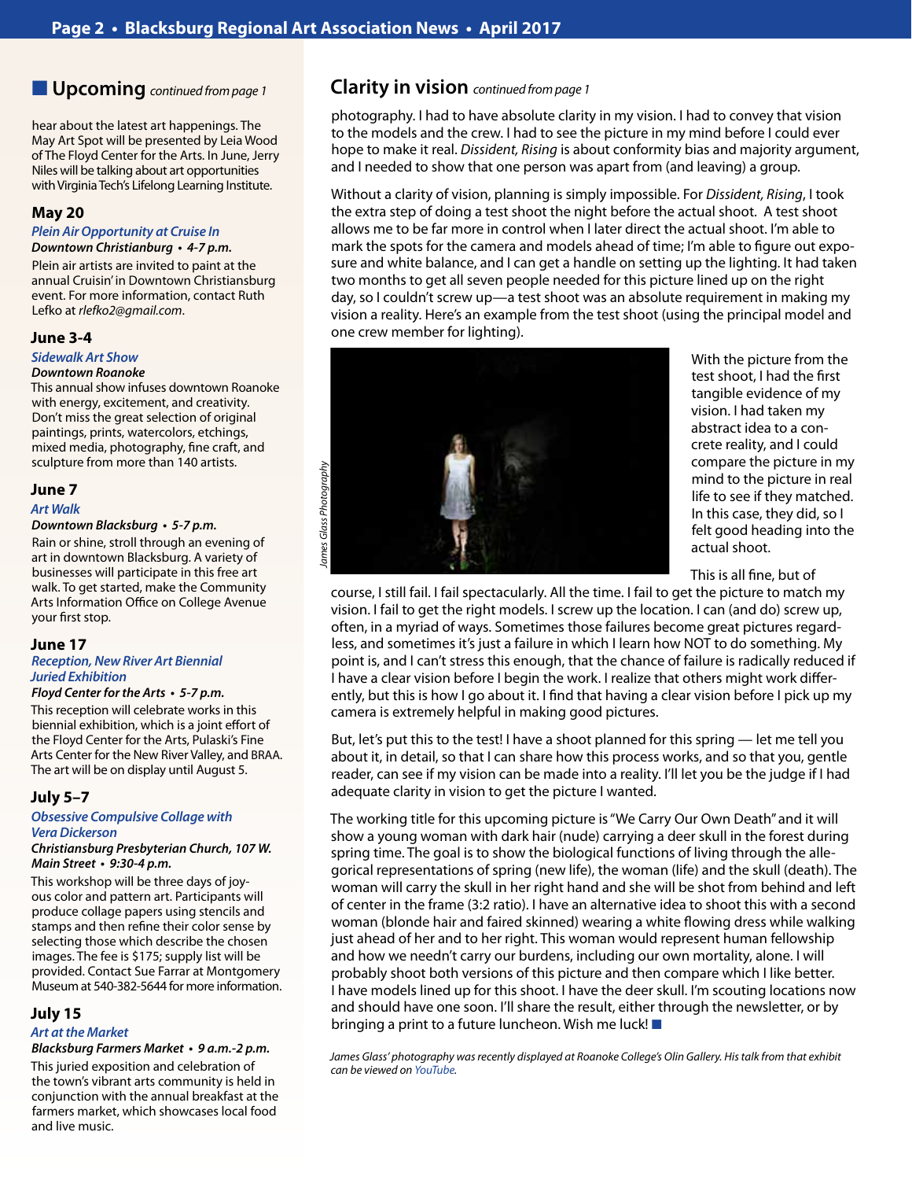## Upcoming *continued from page 1*

hear about the latest art happenings. The May Art Spot will be presented by Leia Wood of The Floyd Center for the Arts. In June, Jerry Niles will be talking about art opportunities with Virginia Tech's Lifelong Learning Institute.

### May 20

***Plein Air Opportunity at Cruise In***

***Downtown Christiansburg • 4-7 p.m.***

Plein air artists are invited to paint at the annual Cruisin' in Downtown Christiansburg event. For more information, contact Ruth Lefko at *rlefko2@gmail.com*.

### June 3-4

***Sidewalk Art Show***

***Downtown Roanoke***

This annual show infuses downtown Roanoke with energy, excitement, and creativity. Don't miss the great selection of original paintings, prints, watercolors, etchings, mixed media, photography, fine craft, and sculpture from more than 140 artists.

### June 7

***Art Walk***

***Downtown Blacksburg • 5-7 p.m.***

Rain or shine, stroll through an evening of art in downtown Blacksburg. A variety of businesses will participate in this free art walk. To get started, make the Community Arts Information Office on College Avenue your first stop.

### June 17

***Reception, New River Art Biennial Juried Exhibition***

***Floyd Center for the Arts • 5-7 p.m.***

This reception will celebrate works in this biennial exhibition, which is a joint effort of the Floyd Center for the Arts, Pulaski's Fine Arts Center for the New River Valley, and BRAA. The art will be on display until August 5.

### July 5–7

***Obsessive Compulsive Collage with Vera Dickerson***

***Christiansburg Presbyterian Church, 107 W. Main Street • 9:30-4 p.m.***

This workshop will be three days of joyous color and pattern art. Participants will produce collage papers using stencils and stamps and then refine their color sense by selecting those which describe the chosen images. The fee is $175; supply list will be provided. Contact Sue Farrar at Montgomery Museum at 540-382-5644 for more information.

### July 15

***Art at the Market***

***Blacksburg Farmers Market • 9 a.m.-2 p.m.***

This juried exposition and celebration of the town's vibrant arts community is held in conjunction with the annual breakfast at the farmers market, which showcases local food and live music.

## Clarity in vision *continued from page 1*

photography. I had to have absolute clarity in my vision. I had to convey that vision to the models and the crew. I had to see the picture in my mind before I could ever hope to make it real. *Dissident, Rising* is about conformity bias and majority argument, and I needed to show that one person was apart from (and leaving) a group.

Without a clarity of vision, planning is simply impossible. For *Dissident, Rising*, I took the extra step of doing a test shoot the night before the actual shoot. A test shoot allows me to be far more in control when I later direct the actual shoot. I'm able to mark the spots for the camera and models ahead of time; I'm able to figure out exposure and white balance, and I can get a handle on setting up the lighting. It had taken two months to get all seven people needed for this picture lined up on the right day, so I couldn't screw up—a test shoot was an absolute requirement in making my vision a reality. Here's an example from the test shoot (using the principal model and one crew member for lighting).

*James Glass Photography*

With the picture from the test shoot, I had the first tangible evidence of my vision. I had taken my abstract idea to a concrete reality, and I could compare the picture in my mind to the picture in real life to see if they matched. In this case, they did, so I felt good heading into the actual shoot.

This is all fine, but of course, I still fail. I fail spectacularly. All the time. I fail to get the picture to match my vision. I fail to get the right models. I screw up the location. I can (and do) screw up, often, in a myriad of ways. Sometimes those failures become great pictures regardless, and sometimes it's just a failure in which I learn how NOT to do something. My point is, and I can't stress this enough, that the chance of failure is radically reduced if I have a clear vision before I begin the work. I realize that others might work differently, but this is how I go about it. I find that having a clear vision before I pick up my camera is extremely helpful in making good pictures.

But, let's put this to the test! I have a shoot planned for this spring — let me tell you about it, in detail, so that I can share how this process works, and so that you, gentle reader, can see if my vision can be made into a reality. I'll let you be the judge if I had adequate clarity in vision to get the picture I wanted.

The working title for this upcoming picture is "We Carry Our Own Death" and it will show a young woman with dark hair (nude) carrying a deer skull in the forest during spring time. The goal is to show the biological functions of living through the allegorical representations of spring (new life), the woman (life) and the skull (death). The woman will carry the skull in her right hand and she will be shot from behind and left of center in the frame (3:2 ratio). I have an alternative idea to shoot this with a second woman (blonde hair and faired skinned) wearing a white flowing dress while walking just ahead of her and to her right. This woman would represent human fellowship and how we needn't carry our burdens, including our own mortality, alone. I will probably shoot both versions of this picture and then compare which I like better. I have models lined up for this shoot. I have the deer skull. I'm scouting locations now and should have one soon. I'll share the result, either through the newsletter, or by bringing a print to a future luncheon. Wish me luck! ■

*James Glass' photography was recently displayed at Roanoke College's Olin Gallery. His talk from that exhibit can be viewed on YouTube.*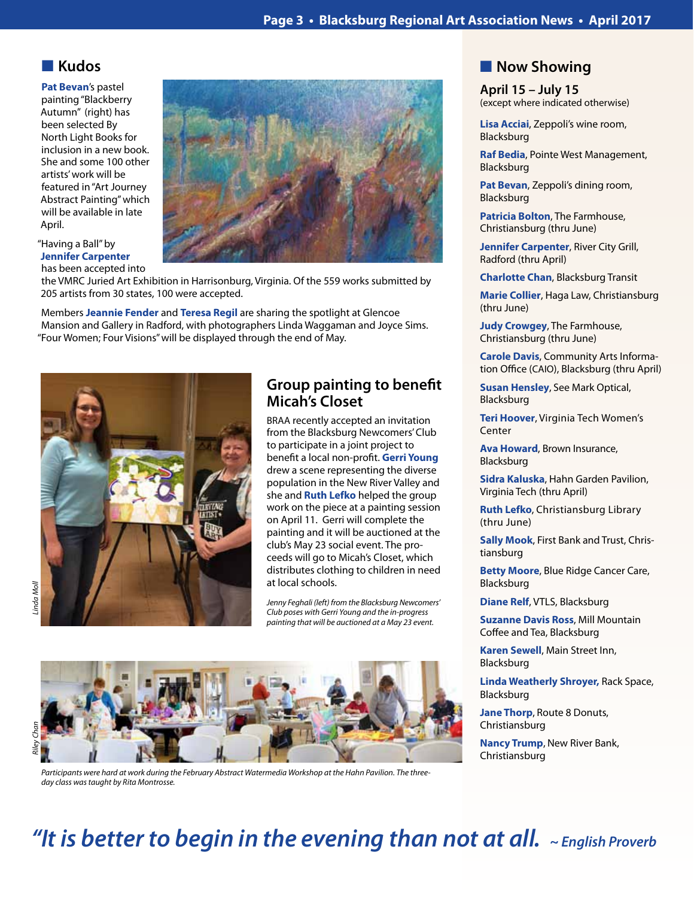## Kudos

**Pat Bevan**'s pastel painting "Blackberry Autumn" (right) has been selected By North Light Books for inclusion in a new book. She and some 100 other artists' work will be featured in "Art Journey Abstract Painting" which will be available in late April.

"Having a Ball" by **Jennifer Carpenter** has been accepted into the VMRC Juried Art Exhibition in Harrisonburg, Virginia. Of the 559 works submitted by 205 artists from 30 states, 100 were accepted.

Members **Jeannie Fender** and **Teresa Regil** are sharing the spotlight at Glencoe Mansion and Gallery in Radford, with photographers Linda Waggaman and Joyce Sims. "Four Women; Four Visions" will be displayed through the end of May.

Linda Moll

### Group painting to benefit Micah's Closet

BRAA recently accepted an invitation from the Blacksburg Newcomers' Club to participate in a joint project to benefit a local non-profit. **Gerri Young** drew a scene representing the diverse population in the New River Valley and she and **Ruth Lefko** helped the group work on the piece at a painting session on April 11. Gerri will complete the painting and it will be auctioned at the club's May 23 social event. The proceeds will go to Micah's Closet, which distributes clothing to children in need at local schools.

*Jenny Feghali (left) from the Blacksburg Newcomers' Club poses with Gerri Young and the in-progress painting that will be auctioned at a May 23 event.*

Riley Chan

*Participants were hard at work during the February Abstract Watermedia Workshop at the Hahn Pavilion. The three-day class was taught by Rita Montrosse.*

## Now Showing

**April 15 – July 15**
(except where indicated otherwise)

**Lisa Acciai**, Zeppoli's wine room, Blacksburg

**Raf Bedia**, Pointe West Management, Blacksburg

**Pat Bevan**, Zeppoli's dining room, Blacksburg

**Patricia Bolton**, The Farmhouse, Christiansburg (thru June)

**Jennifer Carpenter**, River City Grill, Radford (thru April)

**Charlotte Chan**, Blacksburg Transit

**Marie Collier**, Haga Law, Christiansburg (thru June)

**Judy Crowgey**, The Farmhouse, Christiansburg (thru June)

**Carole Davis**, Community Arts Information Office (CAIO), Blacksburg (thru April)

**Susan Hensley**, See Mark Optical, Blacksburg

**Teri Hoover**, Virginia Tech Women's Center

**Ava Howard**, Brown Insurance, Blacksburg

**Sidra Kaluska**, Hahn Garden Pavilion, Virginia Tech (thru April)

**Ruth Lefko**, Christiansburg Library (thru June)

**Sally Mook**, First Bank and Trust, Christiansburg

**Betty Moore**, Blue Ridge Cancer Care, Blacksburg

**Diane Relf**, VTLS, Blacksburg

**Suzanne Davis Ross**, Mill Mountain Coffee and Tea, Blacksburg

**Karen Sewell**, Main Street Inn, Blacksburg

**Linda Weatherly Shroyer,** Rack Space, Blacksburg

**Jane Thorp**, Route 8 Donuts, Christiansburg

**Nancy Trump**, New River Bank, Christiansburg

*"It is better to begin in the evening than not at all. ~ English Proverb*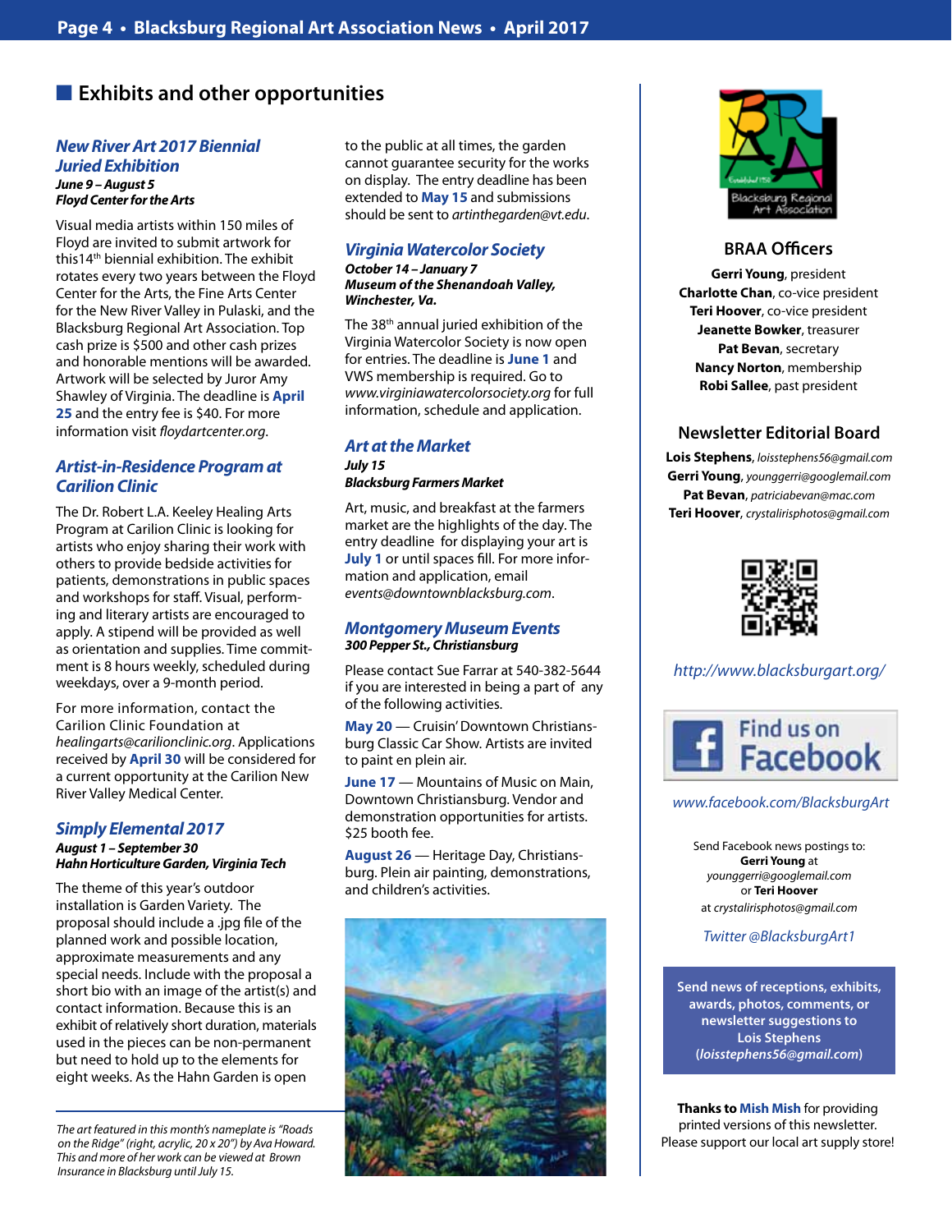## Exhibits and other opportunities

### *New River Art 2017 Biennial Juried Exhibition*

***June 9 – August 5***
***Floyd Center for the Arts***

Visual media artists within 150 miles of Floyd are invited to submit artwork for this14th biennial exhibition. The exhibit rotates every two years between the Floyd Center for the Arts, the Fine Arts Center for the New River Valley in Pulaski, and the Blacksburg Regional Art Association. Top cash prize is $500 and other cash prizes and honorable mentions will be awarded. Artwork will be selected by Juror Amy Shawley of Virginia. The deadline is **April 25** and the entry fee is $40. For more information visit *floydartcenter.org*.

### *Artist-in-Residence Program at Carilion Clinic*

The Dr. Robert L.A. Keeley Healing Arts Program at Carilion Clinic is looking for artists who enjoy sharing their work with others to provide bedside activities for patients, demonstrations in public spaces and workshops for staff. Visual, performing and literary artists are encouraged to apply. A stipend will be provided as well as orientation and supplies. Time commitment is 8 hours weekly, scheduled during weekdays, over a 9-month period.

For more information, contact the Carilion Clinic Foundation at *healingarts@carilionclinic.org*. Applications received by **April 30** will be considered for a current opportunity at the Carilion New River Valley Medical Center.

### *Simply Elemental 2017*

***August 1 – September 30***
***Hahn Horticulture Garden, Virginia Tech***

The theme of this year's outdoor installation is Garden Variety. The proposal should include a .jpg file of the planned work and possible location, approximate measurements and any special needs. Include with the proposal a short bio with an image of the artist(s) and contact information. Because this is an exhibit of relatively short duration, materials used in the pieces can be non-permanent but need to hold up to the elements for eight weeks. As the Hahn Garden is open to the public at all times, the garden cannot guarantee security for the works on display. The entry deadline has been extended to **May 15** and submissions should be sent to *artinthegarden@vt.edu*.

### *Virginia Watercolor Society*

***October 14 – January 7***
***Museum of the Shenandoah Valley, Winchester, Va.***

The 38th annual juried exhibition of the Virginia Watercolor Society is now open for entries. The deadline is **June 1** and VWS membership is required. Go to *www.virginiawatercolorsociety.org* for full information, schedule and application.

### *Art at the Market*

***July 15***
***Blacksburg Farmers Market***

Art, music, and breakfast at the farmers market are the highlights of the day. The entry deadline for displaying your art is **July 1** or until spaces fill. For more information and application, email *events@downtownblacksburg.com*.

### *Montgomery Museum Events*

***300 Pepper St., Christiansburg***

Please contact Sue Farrar at 540-382-5644 if you are interested in being a part of any of the following activities.

**May 20** — Cruisin' Downtown Christiansburg Classic Car Show. Artists are invited to paint en plein air.

**June 17** — Mountains of Music on Main, Downtown Christiansburg. Vendor and demonstration opportunities for artists. $25 booth fee.

**August 26** — Heritage Day, Christiansburg. Plein air painting, demonstrations, and children's activities.

*The art featured in this month's nameplate is "Roads on the Ridge" (right, acrylic, 20 x 20") by Ava Howard. This and more of her work can be viewed at Brown Insurance in Blacksburg until July 15.*

---

### BRAA Officers

**Gerri Young**, president
**Charlotte Chan**, co-vice president
**Teri Hoover**, co-vice president
**Jeanette Bowker**, treasurer
**Pat Bevan**, secretary
**Nancy Norton**, membership
**Robi Sallee**, past president

### Newsletter Editorial Board

**Lois Stephens**, *loisstephens56@gmail.com*
**Gerri Young**, *younggerri@googlemail.com*
**Pat Bevan**, *patriciabevan@mac.com*
**Teri Hoover**, *crystalirisphotos@gmail.com*

*http://www.blacksburgart.org/*

Find us on Facebook

*www.facebook.com/BlacksburgArt*

Send Facebook news postings to: **Gerri Young** at *younggerri@googlemail.com* or **Teri Hoover** at *crystalirisphotos@gmail.com*

*Twitter @BlacksburgArt1*

**Send news of receptions, exhibits, awards, photos, comments, or newsletter suggestions to Lois Stephens (*loisstephens56@gmail.com*)**

**Thanks to Mish Mish** for providing printed versions of this newsletter. Please support our local art supply store!